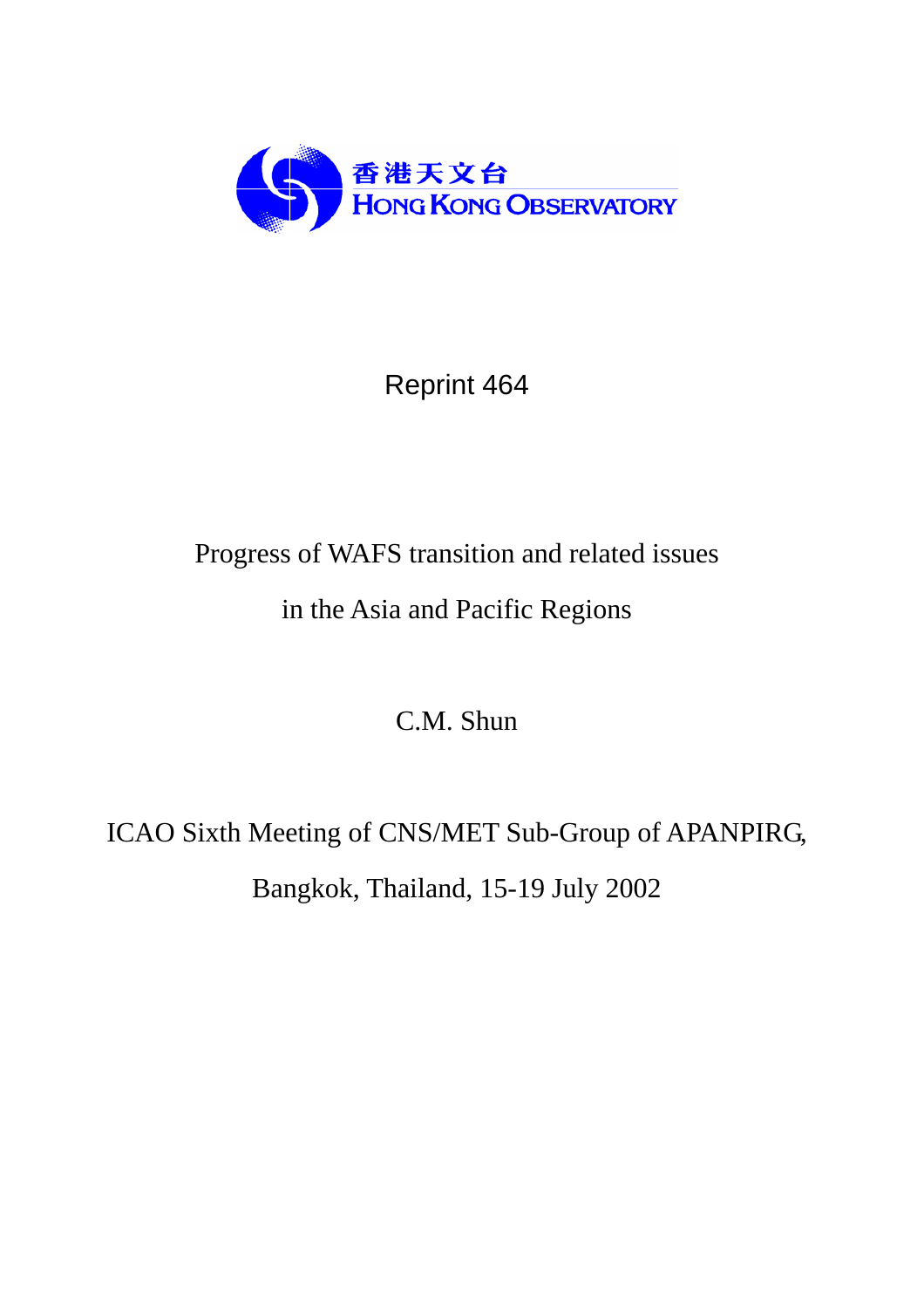香港天文台
HONG KONG OBSERVATORY

Reprint 464

# Progress of WAFS transition and related issues in the Asia and Pacific Regions

C.M. Shun

ICAO Sixth Meeting of CNS/MET Sub-Group of APANPIRG,

Bangkok, Thailand, 15-19 July 2002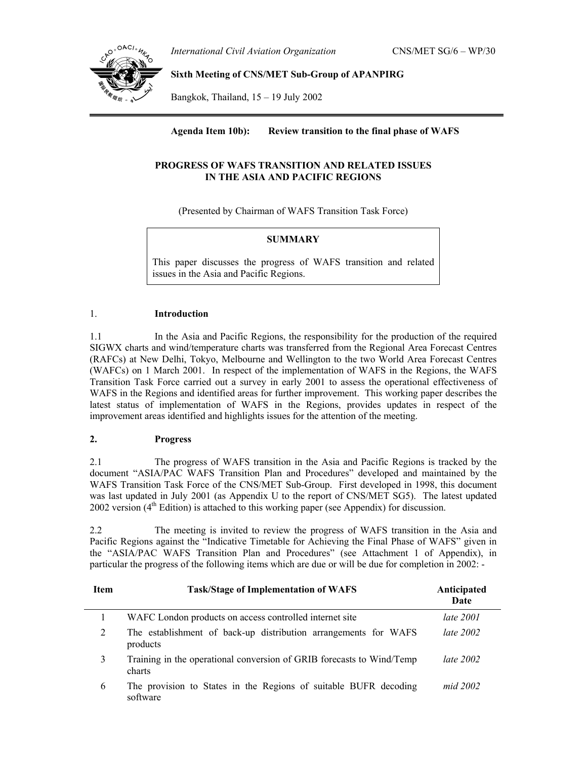International Civil Aviation Organization

CNS/MET SG/6 – WP/30

**Sixth Meeting of CNS/MET Sub-Group of APANPIRG**

Bangkok, Thailand, 15 – 19 July 2002

---

**Agenda Item 10b): Review transition to the final phase of WAFS**

**PROGRESS OF WAFS TRANSITION AND RELATED ISSUES IN THE ASIA AND PACIFIC REGIONS**

(Presented by Chairman of WAFS Transition Task Force)

**SUMMARY**

This paper discusses the progress of WAFS transition and related issues in the Asia and Pacific Regions.

## 1. Introduction

1.1 In the Asia and Pacific Regions, the responsibility for the production of the required SIGWX charts and wind/temperature charts was transferred from the Regional Area Forecast Centres (RAFCs) at New Delhi, Tokyo, Melbourne and Wellington to the two World Area Forecast Centres (WAFCs) on 1 March 2001. In respect of the implementation of WAFS in the Regions, the WAFS Transition Task Force carried out a survey in early 2001 to assess the operational effectiveness of WAFS in the Regions and identified areas for further improvement. This working paper describes the latest status of implementation of WAFS in the Regions, provides updates in respect of the improvement areas identified and highlights issues for the attention of the meeting.

## 2. Progress

2.1 The progress of WAFS transition in the Asia and Pacific Regions is tracked by the document "ASIA/PAC WAFS Transition Plan and Procedures" developed and maintained by the WAFS Transition Task Force of the CNS/MET Sub-Group. First developed in 1998, this document was last updated in July 2001 (as Appendix U to the report of CNS/MET SG5). The latest updated 2002 version (4th Edition) is attached to this working paper (see Appendix) for discussion.

2.2 The meeting is invited to review the progress of WAFS transition in the Asia and Pacific Regions against the "Indicative Timetable for Achieving the Final Phase of WAFS" given in the "ASIA/PAC WAFS Transition Plan and Procedures" (see Attachment 1 of Appendix), in particular the progress of the following items which are due or will be due for completion in 2002: -

| Item | Task/Stage of Implementation of WAFS | Anticipated Date |
|---|---|---|
| 1 | WAFC London products on access controlled internet site | *late 2001* |
| 2 | The establishment of back-up distribution arrangements for WAFS products | *late 2002* |
| 3 | Training in the operational conversion of GRIB forecasts to Wind/Temp charts | *late 2002* |
| 6 | The provision to States in the Regions of suitable BUFR decoding software | *mid 2002* |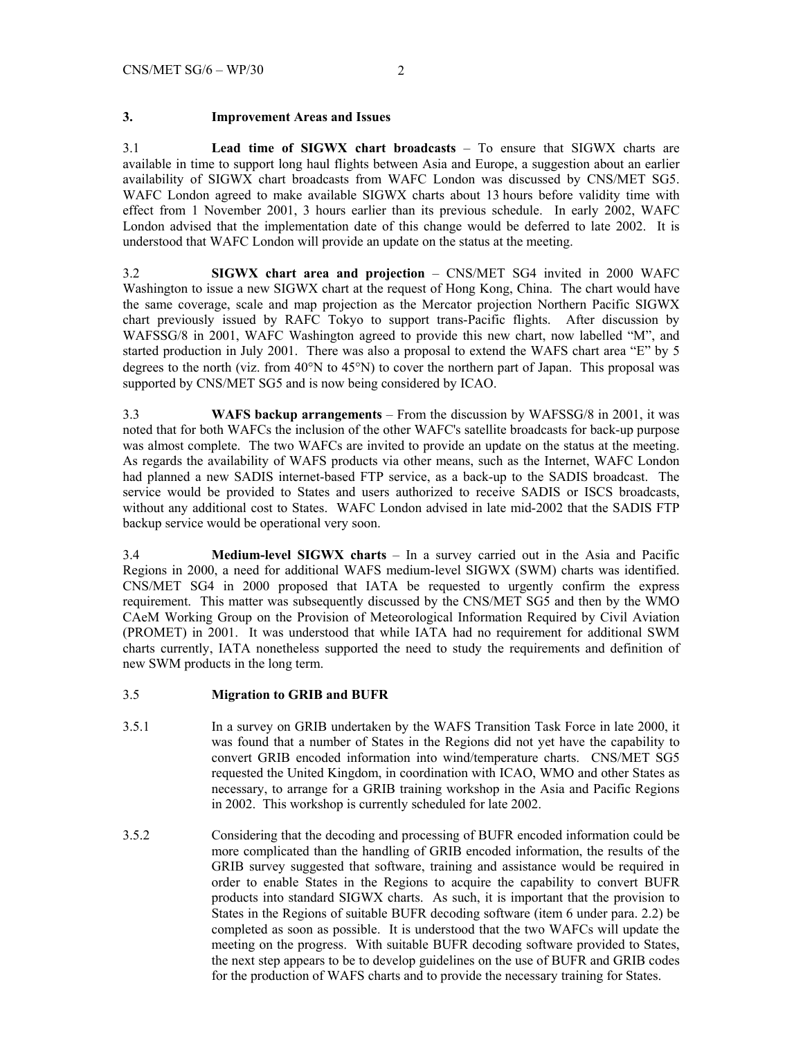## 3. Improvement Areas and Issues

3.1 **Lead time of SIGWX chart broadcasts** – To ensure that SIGWX charts are available in time to support long haul flights between Asia and Europe, a suggestion about an earlier availability of SIGWX chart broadcasts from WAFC London was discussed by CNS/MET SG5. WAFC London agreed to make available SIGWX charts about 13 hours before validity time with effect from 1 November 2001, 3 hours earlier than its previous schedule. In early 2002, WAFC London advised that the implementation date of this change would be deferred to late 2002. It is understood that WAFC London will provide an update on the status at the meeting.

3.2 **SIGWX chart area and projection** – CNS/MET SG4 invited in 2000 WAFC Washington to issue a new SIGWX chart at the request of Hong Kong, China. The chart would have the same coverage, scale and map projection as the Mercator projection Northern Pacific SIGWX chart previously issued by RAFC Tokyo to support trans-Pacific flights. After discussion by WAFSSG/8 in 2001, WAFC Washington agreed to provide this new chart, now labelled "M", and started production in July 2001. There was also a proposal to extend the WAFS chart area "E" by 5 degrees to the north (viz. from 40°N to 45°N) to cover the northern part of Japan. This proposal was supported by CNS/MET SG5 and is now being considered by ICAO.

3.3 **WAFS backup arrangements** – From the discussion by WAFSSG/8 in 2001, it was noted that for both WAFCs the inclusion of the other WAFC's satellite broadcasts for back-up purpose was almost complete. The two WAFCs are invited to provide an update on the status at the meeting. As regards the availability of WAFS products via other means, such as the Internet, WAFC London had planned a new SADIS internet-based FTP service, as a back-up to the SADIS broadcast. The service would be provided to States and users authorized to receive SADIS or ISCS broadcasts, without any additional cost to States. WAFC London advised in late mid-2002 that the SADIS FTP backup service would be operational very soon.

3.4 **Medium-level SIGWX charts** – In a survey carried out in the Asia and Pacific Regions in 2000, a need for additional WAFS medium-level SIGWX (SWM) charts was identified. CNS/MET SG4 in 2000 proposed that IATA be requested to urgently confirm the express requirement. This matter was subsequently discussed by the CNS/MET SG5 and then by the WMO CAeM Working Group on the Provision of Meteorological Information Required by Civil Aviation (PROMET) in 2001. It was understood that while IATA had no requirement for additional SWM charts currently, IATA nonetheless supported the need to study the requirements and definition of new SWM products in the long term.

### 3.5 Migration to GRIB and BUFR

3.5.1 In a survey on GRIB undertaken by the WAFS Transition Task Force in late 2000, it was found that a number of States in the Regions did not yet have the capability to convert GRIB encoded information into wind/temperature charts. CNS/MET SG5 requested the United Kingdom, in coordination with ICAO, WMO and other States as necessary, to arrange for a GRIB training workshop in the Asia and Pacific Regions in 2002. This workshop is currently scheduled for late 2002.

3.5.2 Considering that the decoding and processing of BUFR encoded information could be more complicated than the handling of GRIB encoded information, the results of the GRIB survey suggested that software, training and assistance would be required in order to enable States in the Regions to acquire the capability to convert BUFR products into standard SIGWX charts. As such, it is important that the provision to States in the Regions of suitable BUFR decoding software (item 6 under para. 2.2) be completed as soon as possible. It is understood that the two WAFCs will update the meeting on the progress. With suitable BUFR decoding software provided to States, the next step appears to be to develop guidelines on the use of BUFR and GRIB codes for the production of WAFS charts and to provide the necessary training for States.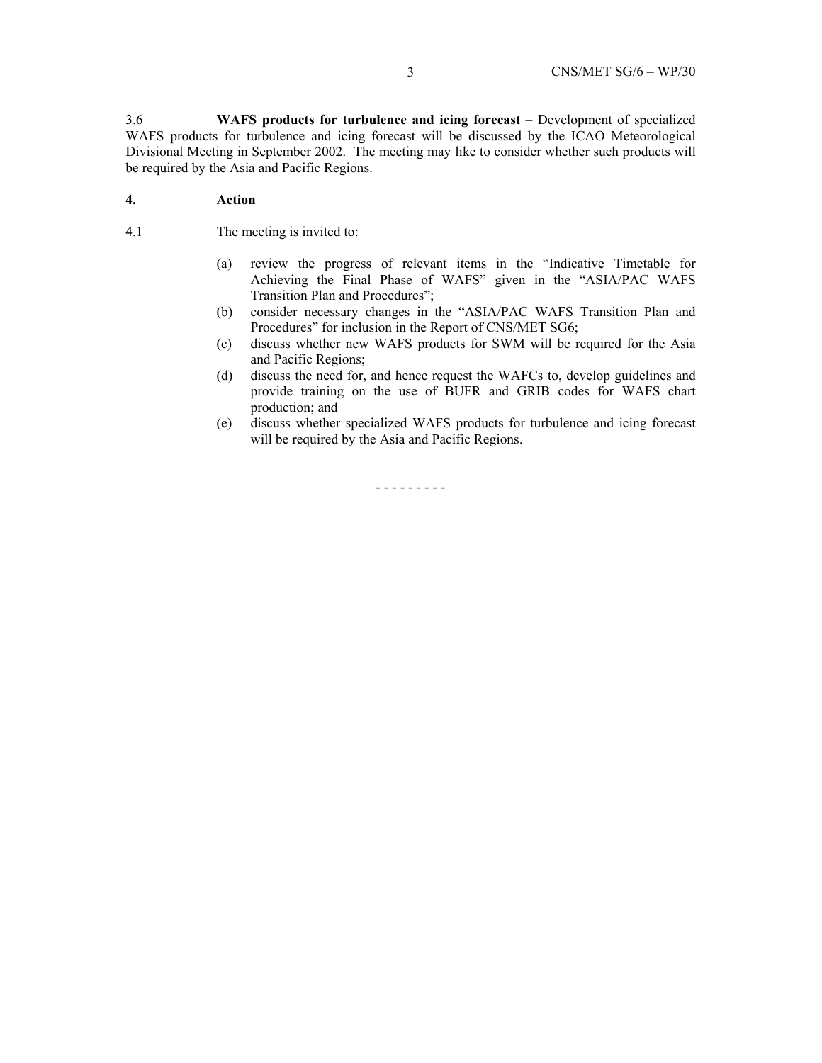3.6 **WAFS products for turbulence and icing forecast** – Development of specialized WAFS products for turbulence and icing forecast will be discussed by the ICAO Meteorological Divisional Meeting in September 2002. The meeting may like to consider whether such products will be required by the Asia and Pacific Regions.

**4. Action**

4.1 The meeting is invited to:

(a) review the progress of relevant items in the "Indicative Timetable for Achieving the Final Phase of WAFS" given in the "ASIA/PAC WAFS Transition Plan and Procedures";

(b) consider necessary changes in the "ASIA/PAC WAFS Transition Plan and Procedures" for inclusion in the Report of CNS/MET SG6;

(c) discuss whether new WAFS products for SWM will be required for the Asia and Pacific Regions;

(d) discuss the need for, and hence request the WAFCs to, develop guidelines and provide training on the use of BUFR and GRIB codes for WAFS chart production; and

(e) discuss whether specialized WAFS products for turbulence and icing forecast will be required by the Asia and Pacific Regions.

- - - - - - - - -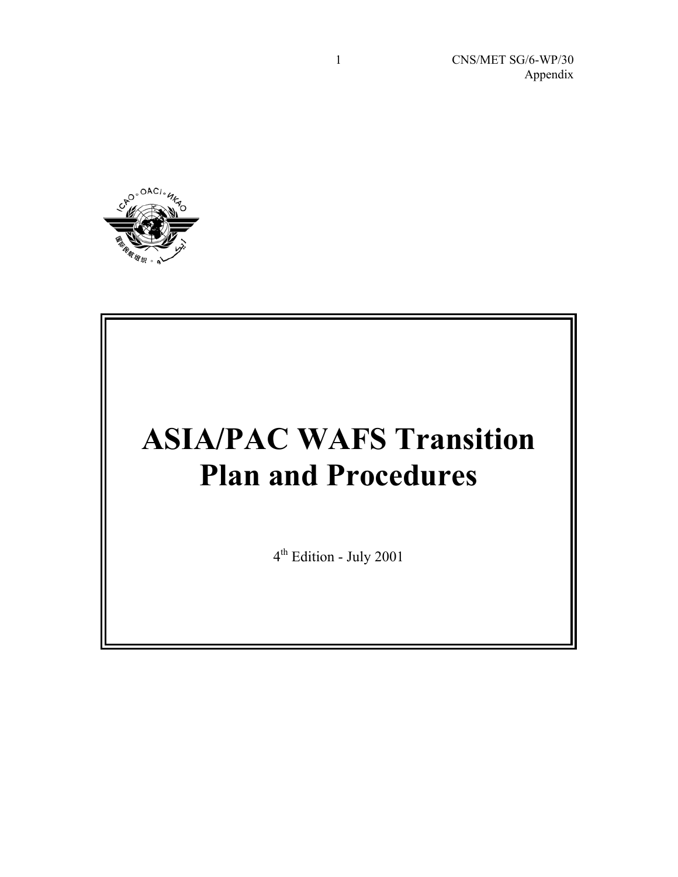# ASIA/PAC WAFS Transition Plan and Procedures

4th Edition - July 2001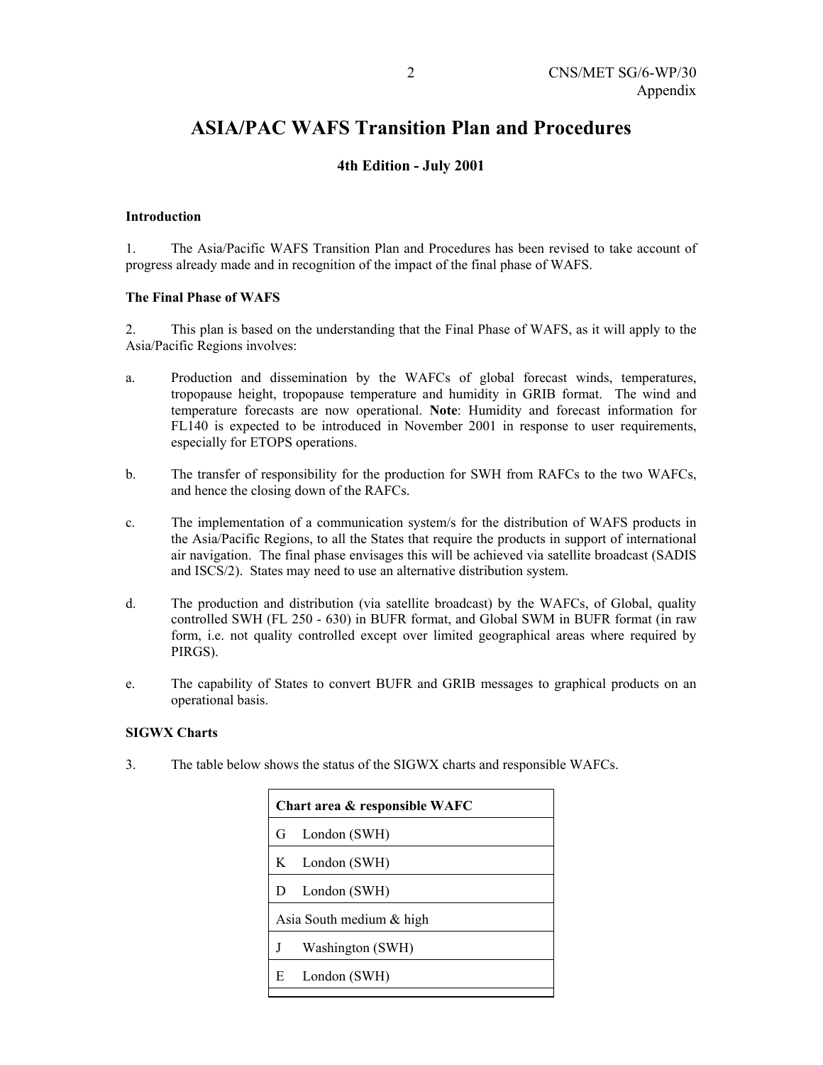# ASIA/PAC WAFS Transition Plan and Procedures

**4th Edition - July 2001**

**Introduction**

1. The Asia/Pacific WAFS Transition Plan and Procedures has been revised to take account of progress already made and in recognition of the impact of the final phase of WAFS.

**The Final Phase of WAFS**

2. This plan is based on the understanding that the Final Phase of WAFS, as it will apply to the Asia/Pacific Regions involves:

a. Production and dissemination by the WAFCs of global forecast winds, temperatures, tropopause height, tropopause temperature and humidity in GRIB format. The wind and temperature forecasts are now operational. **Note**: Humidity and forecast information for FL140 is expected to be introduced in November 2001 in response to user requirements, especially for ETOPS operations.

b. The transfer of responsibility for the production for SWH from RAFCs to the two WAFCs, and hence the closing down of the RAFCs.

c. The implementation of a communication system/s for the distribution of WAFS products in the Asia/Pacific Regions, to all the States that require the products in support of international air navigation. The final phase envisages this will be achieved via satellite broadcast (SADIS and ISCS/2). States may need to use an alternative distribution system.

d. The production and distribution (via satellite broadcast) by the WAFCs, of Global, quality controlled SWH (FL 250 - 630) in BUFR format, and Global SWM in BUFR format (in raw form, i.e. not quality controlled except over limited geographical areas where required by PIRGS).

e. The capability of States to convert BUFR and GRIB messages to graphical products on an operational basis.

**SIGWX Charts**

3. The table below shows the status of the SIGWX charts and responsible WAFCs.

| Chart area & responsible WAFC |
|---|
| G London (SWH) |
| K London (SWH) |
| D London (SWH) |
| Asia South medium & high |
| J Washington (SWH) |
| E London (SWH) |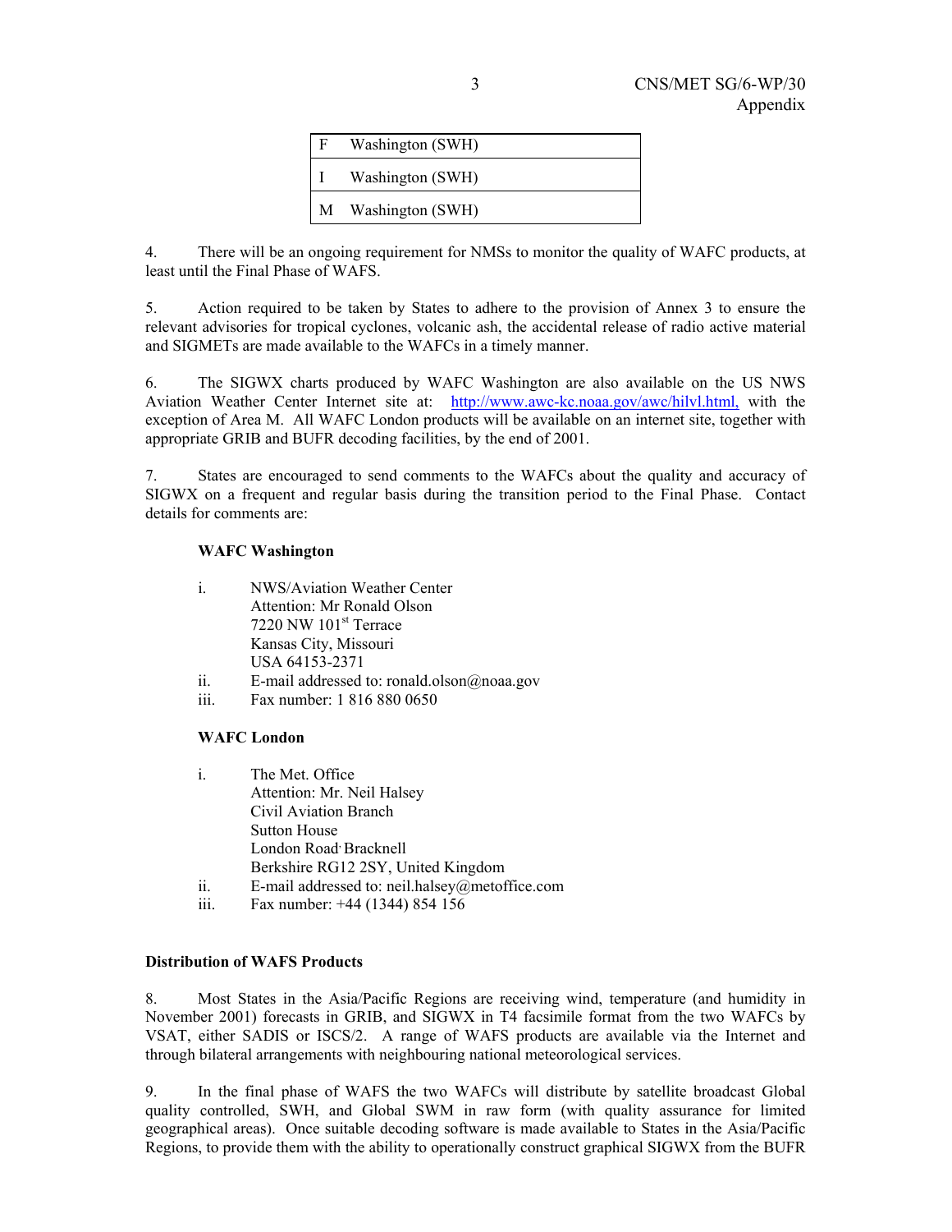| F | Washington (SWH) |
|---|---|
| I | Washington (SWH) |
| M | Washington (SWH) |

4. There will be an ongoing requirement for NMSs to monitor the quality of WAFC products, at least until the Final Phase of WAFS.

5. Action required to be taken by States to adhere to the provision of Annex 3 to ensure the relevant advisories for tropical cyclones, volcanic ash, the accidental release of radio active material and SIGMETs are made available to the WAFCs in a timely manner.

6. The SIGWX charts produced by WAFC Washington are also available on the US NWS Aviation Weather Center Internet site at: http://www.awc-kc.noaa.gov/awc/hilvl.html, with the exception of Area M. All WAFC London products will be available on an internet site, together with appropriate GRIB and BUFR decoding facilities, by the end of 2001.

7. States are encouraged to send comments to the WAFCs about the quality and accuracy of SIGWX on a frequent and regular basis during the transition period to the Final Phase. Contact details for comments are:

**WAFC Washington**

i. NWS/Aviation Weather Center
   Attention: Mr Ronald Olson
   7220 NW 101st Terrace
   Kansas City, Missouri
   USA 64153-2371
ii. E-mail addressed to: ronald.olson@noaa.gov
iii. Fax number: 1 816 880 0650

**WAFC London**

i. The Met. Office
   Attention: Mr. Neil Halsey
   Civil Aviation Branch
   Sutton House
   London Road, Bracknell
   Berkshire RG12 2SY, United Kingdom
ii. E-mail addressed to: neil.halsey@metoffice.com
iii. Fax number: +44 (1344) 854 156

**Distribution of WAFS Products**

8. Most States in the Asia/Pacific Regions are receiving wind, temperature (and humidity in November 2001) forecasts in GRIB, and SIGWX in T4 facsimile format from the two WAFCs by VSAT, either SADIS or ISCS/2. A range of WAFS products are available via the Internet and through bilateral arrangements with neighbouring national meteorological services.

9. In the final phase of WAFS the two WAFCs will distribute by satellite broadcast Global quality controlled, SWH, and Global SWM in raw form (with quality assurance for limited geographical areas). Once suitable decoding software is made available to States in the Asia/Pacific Regions, to provide them with the ability to operationally construct graphical SIGWX from the BUFR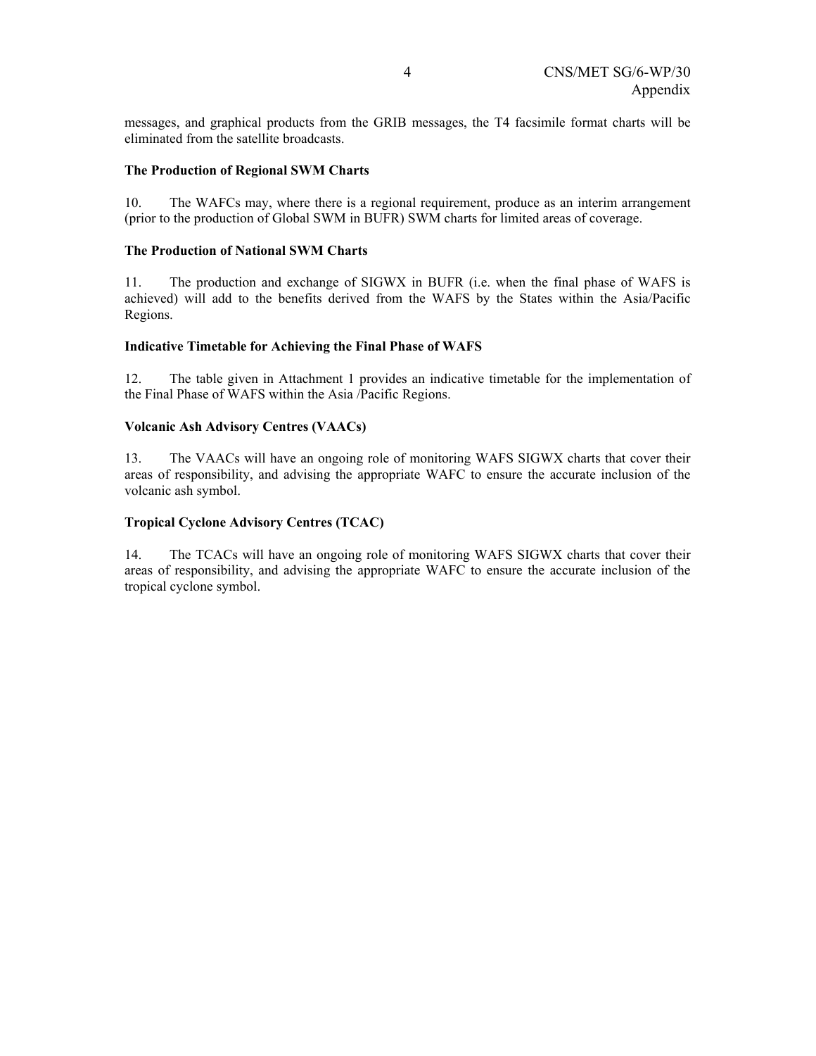messages, and graphical products from the GRIB messages, the T4 facsimile format charts will be eliminated from the satellite broadcasts.

**The Production of Regional SWM Charts**

10. The WAFCs may, where there is a regional requirement, produce as an interim arrangement (prior to the production of Global SWM in BUFR) SWM charts for limited areas of coverage.

**The Production of National SWM Charts**

11. The production and exchange of SIGWX in BUFR (i.e. when the final phase of WAFS is achieved) will add to the benefits derived from the WAFS by the States within the Asia/Pacific Regions.

**Indicative Timetable for Achieving the Final Phase of WAFS**

12. The table given in Attachment 1 provides an indicative timetable for the implementation of the Final Phase of WAFS within the Asia /Pacific Regions.

**Volcanic Ash Advisory Centres (VAACs)**

13. The VAACs will have an ongoing role of monitoring WAFS SIGWX charts that cover their areas of responsibility, and advising the appropriate WAFC to ensure the accurate inclusion of the volcanic ash symbol.

**Tropical Cyclone Advisory Centres (TCAC)**

14. The TCACs will have an ongoing role of monitoring WAFS SIGWX charts that cover their areas of responsibility, and advising the appropriate WAFC to ensure the accurate inclusion of the tropical cyclone symbol.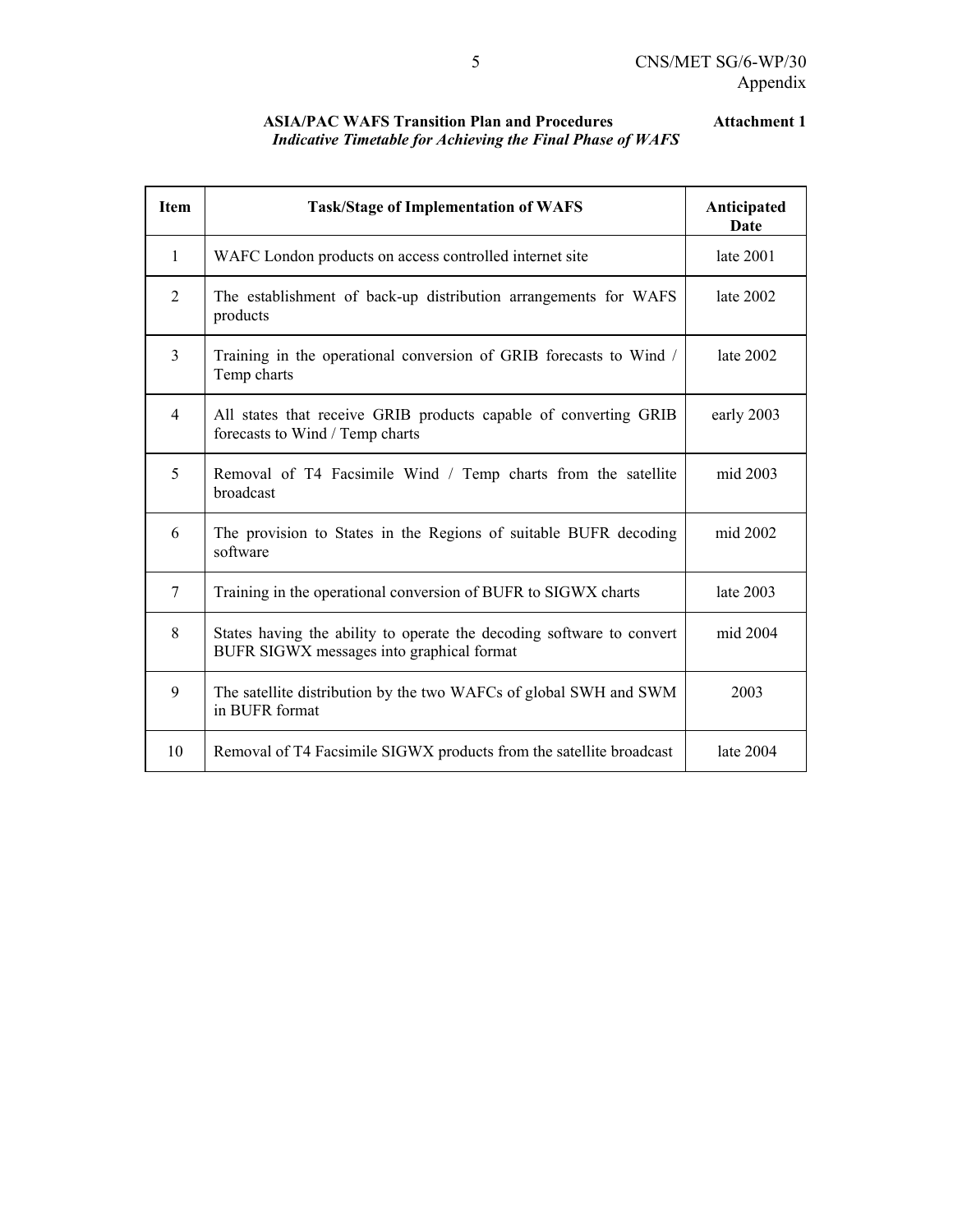**ASIA/PAC WAFS Transition Plan and Procedures** **Attachment 1**

***Indicative Timetable for Achieving the Final Phase of WAFS***

| Item | Task/Stage of Implementation of WAFS | Anticipated Date |
|---|---|---|
| 1 | WAFC London products on access controlled internet site | late 2001 |
| 2 | The establishment of back-up distribution arrangements for WAFS products | late 2002 |
| 3 | Training in the operational conversion of GRIB forecasts to Wind / Temp charts | late 2002 |
| 4 | All states that receive GRIB products capable of converting GRIB forecasts to Wind / Temp charts | early 2003 |
| 5 | Removal of T4 Facsimile Wind / Temp charts from the satellite broadcast | mid 2003 |
| 6 | The provision to States in the Regions of suitable BUFR decoding software | mid 2002 |
| 7 | Training in the operational conversion of BUFR to SIGWX charts | late 2003 |
| 8 | States having the ability to operate the decoding software to convert BUFR SIGWX messages into graphical format | mid 2004 |
| 9 | The satellite distribution by the two WAFCs of global SWH and SWM in BUFR format | 2003 |
| 10 | Removal of T4 Facsimile SIGWX products from the satellite broadcast | late 2004 |